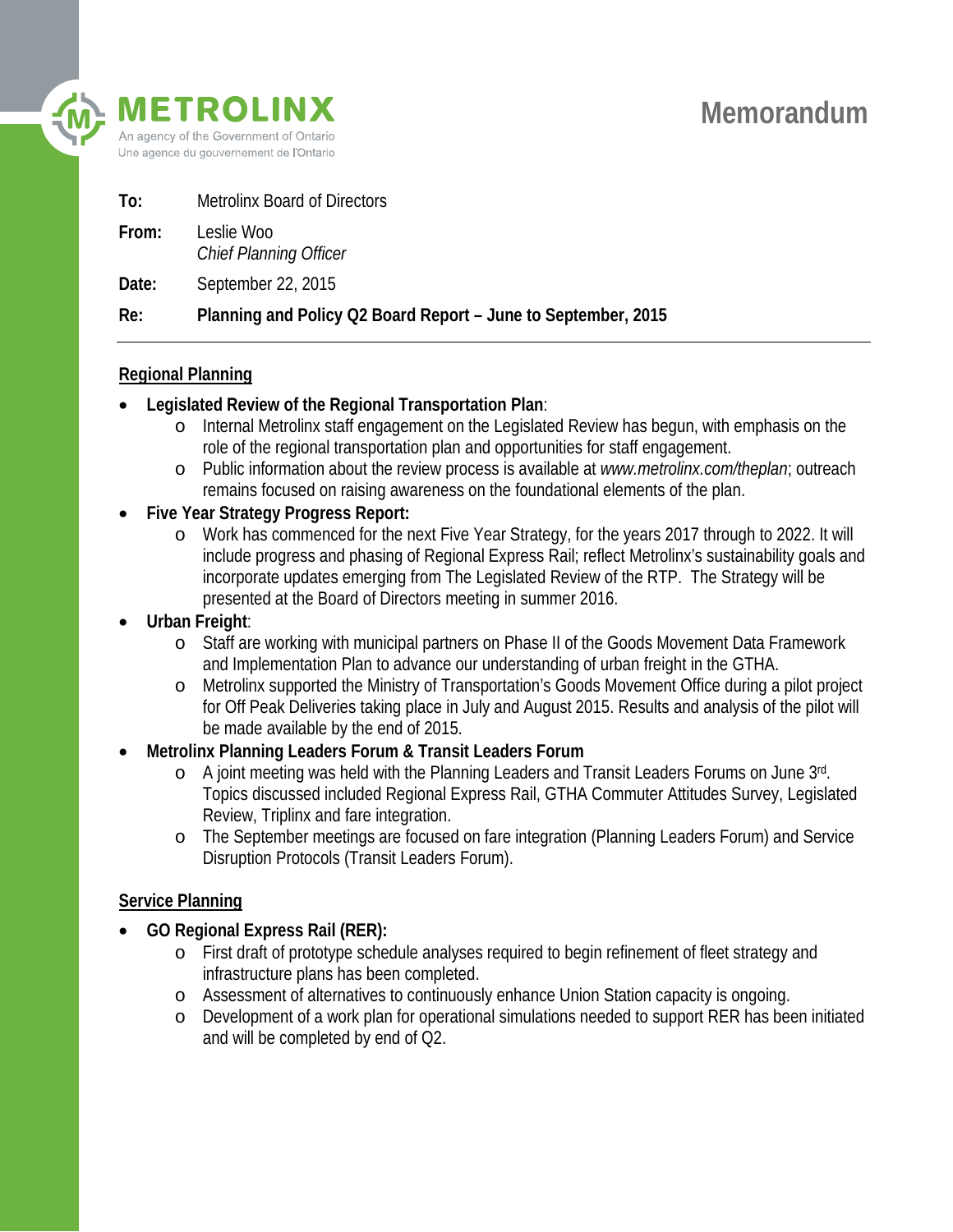METROLINX

An agency of the Government of Ontario
Une agence du gouvernement de l'Ontario

# Memorandum

**To:** Metrolinx Board of Directors

**From:** Leslie Woo
*Chief Planning Officer*

**Date:** September 22, 2015

**Re:** **Planning and Policy Q2 Board Report – June to September, 2015**

---

## Regional Planning

- **Legislated Review of the Regional Transportation Plan**:
  - Internal Metrolinx staff engagement on the Legislated Review has begun, with emphasis on the role of the regional transportation plan and opportunities for staff engagement.
  - Public information about the review process is available at *www.metrolinx.com/theplan*; outreach remains focused on raising awareness on the foundational elements of the plan.
- **Five Year Strategy Progress Report:**
  - Work has commenced for the next Five Year Strategy, for the years 2017 through to 2022. It will include progress and phasing of Regional Express Rail; reflect Metrolinx's sustainability goals and incorporate updates emerging from The Legislated Review of the RTP. The Strategy will be presented at the Board of Directors meeting in summer 2016.
- **Urban Freight**:
  - Staff are working with municipal partners on Phase II of the Goods Movement Data Framework and Implementation Plan to advance our understanding of urban freight in the GTHA.
  - Metrolinx supported the Ministry of Transportation's Goods Movement Office during a pilot project for Off Peak Deliveries taking place in July and August 2015. Results and analysis of the pilot will be made available by the end of 2015.
- **Metrolinx Planning Leaders Forum & Transit Leaders Forum**
  - A joint meeting was held with the Planning Leaders and Transit Leaders Forums on June 3rd. Topics discussed included Regional Express Rail, GTHA Commuter Attitudes Survey, Legislated Review, Triplinx and fare integration.
  - The September meetings are focused on fare integration (Planning Leaders Forum) and Service Disruption Protocols (Transit Leaders Forum).

## Service Planning

- **GO Regional Express Rail (RER):**
  - First draft of prototype schedule analyses required to begin refinement of fleet strategy and infrastructure plans has been completed.
  - Assessment of alternatives to continuously enhance Union Station capacity is ongoing.
  - Development of a work plan for operational simulations needed to support RER has been initiated and will be completed by end of Q2.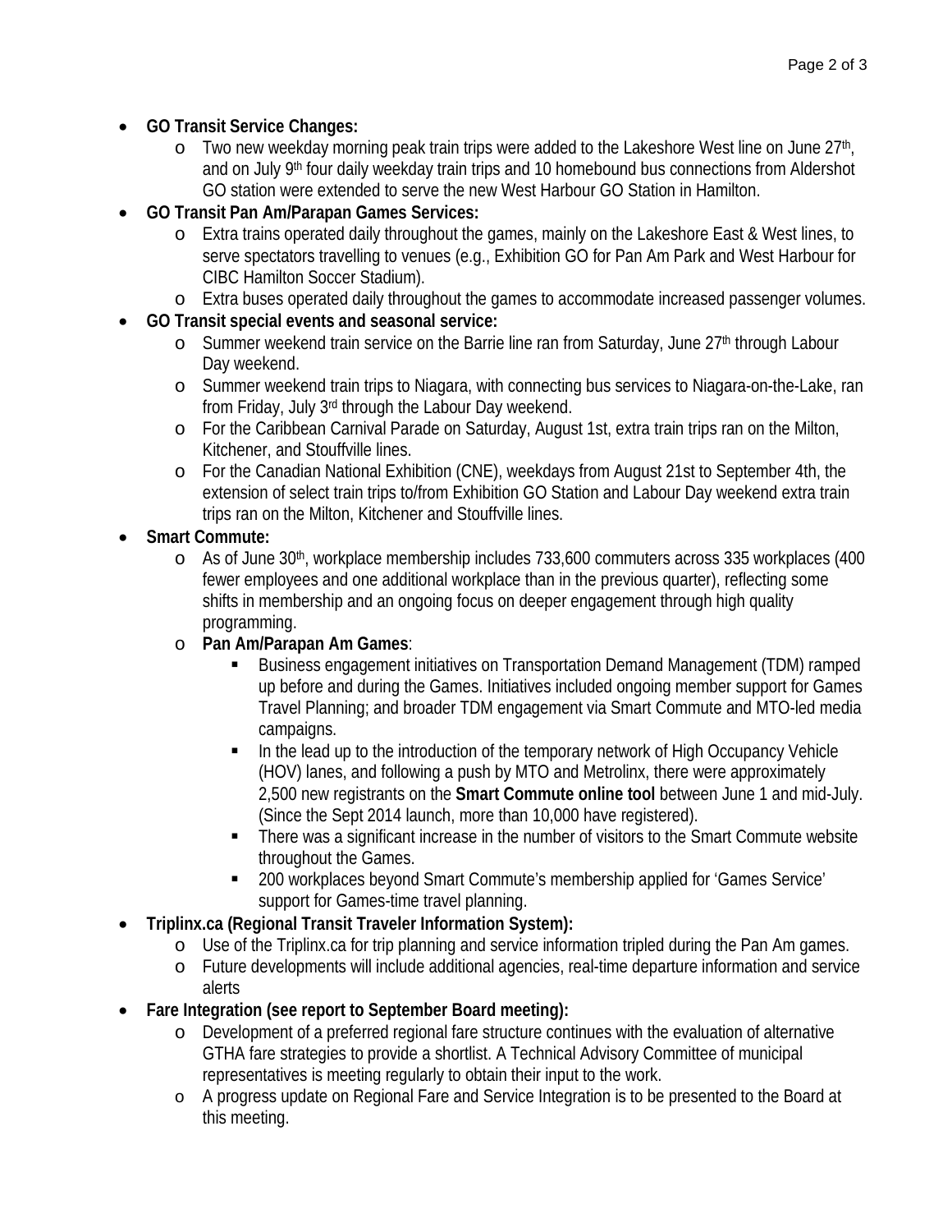- **GO Transit Service Changes:**
  - Two new weekday morning peak train trips were added to the Lakeshore West line on June 27th, and on July 9th four daily weekday train trips and 10 homebound bus connections from Aldershot GO station were extended to serve the new West Harbour GO Station in Hamilton.
- **GO Transit Pan Am/Parapan Games Services:**
  - Extra trains operated daily throughout the games, mainly on the Lakeshore East & West lines, to serve spectators travelling to venues (e.g., Exhibition GO for Pan Am Park and West Harbour for CIBC Hamilton Soccer Stadium).
  - Extra buses operated daily throughout the games to accommodate increased passenger volumes.
- **GO Transit special events and seasonal service:**
  - Summer weekend train service on the Barrie line ran from Saturday, June 27th through Labour Day weekend.
  - Summer weekend train trips to Niagara, with connecting bus services to Niagara-on-the-Lake, ran from Friday, July 3rd through the Labour Day weekend.
  - For the Caribbean Carnival Parade on Saturday, August 1st, extra train trips ran on the Milton, Kitchener, and Stouffville lines.
  - For the Canadian National Exhibition (CNE), weekdays from August 21st to September 4th, the extension of select train trips to/from Exhibition GO Station and Labour Day weekend extra train trips ran on the Milton, Kitchener and Stouffville lines.
- **Smart Commute:**
  - As of June 30th, workplace membership includes 733,600 commuters across 335 workplaces (400 fewer employees and one additional workplace than in the previous quarter), reflecting some shifts in membership and an ongoing focus on deeper engagement through high quality programming.
  - **Pan Am/Parapan Am Games**:
    - Business engagement initiatives on Transportation Demand Management (TDM) ramped up before and during the Games. Initiatives included ongoing member support for Games Travel Planning; and broader TDM engagement via Smart Commute and MTO-led media campaigns.
    - In the lead up to the introduction of the temporary network of High Occupancy Vehicle (HOV) lanes, and following a push by MTO and Metrolinx, there were approximately 2,500 new registrants on the **Smart Commute online tool** between June 1 and mid-July. (Since the Sept 2014 launch, more than 10,000 have registered).
    - There was a significant increase in the number of visitors to the Smart Commute website throughout the Games.
    - 200 workplaces beyond Smart Commute's membership applied for 'Games Service' support for Games-time travel planning.
- **Triplinx.ca (Regional Transit Traveler Information System):**
  - Use of the Triplinx.ca for trip planning and service information tripled during the Pan Am games.
  - Future developments will include additional agencies, real-time departure information and service alerts
- **Fare Integration (see report to September Board meeting):**
  - Development of a preferred regional fare structure continues with the evaluation of alternative GTHA fare strategies to provide a shortlist. A Technical Advisory Committee of municipal representatives is meeting regularly to obtain their input to the work.
  - A progress update on Regional Fare and Service Integration is to be presented to the Board at this meeting.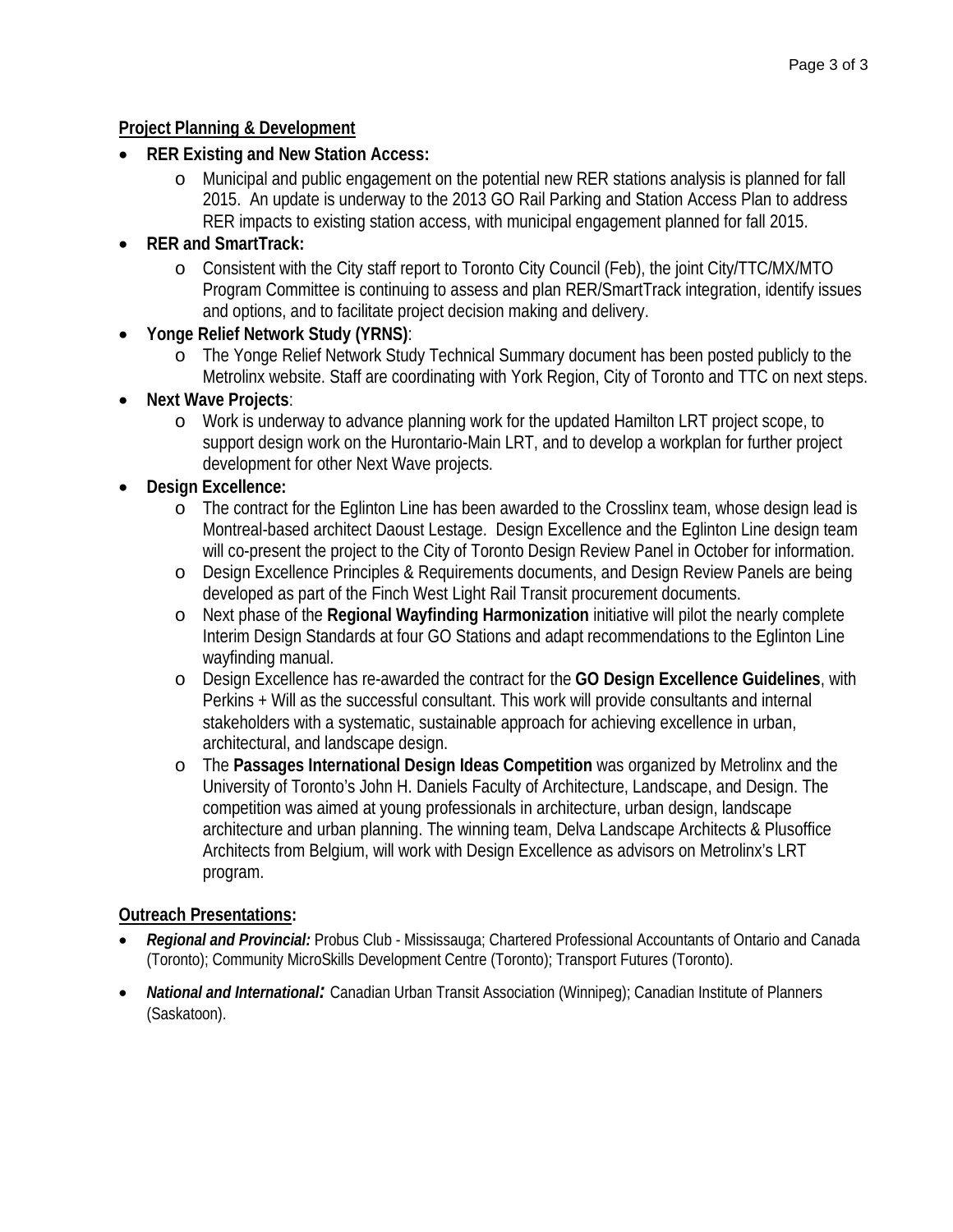**Project Planning & Development**

- **RER Existing and New Station Access:**
    - Municipal and public engagement on the potential new RER stations analysis is planned for fall 2015. An update is underway to the 2013 GO Rail Parking and Station Access Plan to address RER impacts to existing station access, with municipal engagement planned for fall 2015.
- **RER and SmartTrack:**
    - Consistent with the City staff report to Toronto City Council (Feb), the joint City/TTC/MX/MTO Program Committee is continuing to assess and plan RER/SmartTrack integration, identify issues and options, and to facilitate project decision making and delivery.
- **Yonge Relief Network Study (YRNS)**:
    - The Yonge Relief Network Study Technical Summary document has been posted publicly to the Metrolinx website. Staff are coordinating with York Region, City of Toronto and TTC on next steps.
- **Next Wave Projects**:
    - Work is underway to advance planning work for the updated Hamilton LRT project scope, to support design work on the Hurontario-Main LRT, and to develop a workplan for further project development for other Next Wave projects.
- **Design Excellence:**
    - The contract for the Eglinton Line has been awarded to the Crosslinx team, whose design lead is Montreal-based architect Daoust Lestage. Design Excellence and the Eglinton Line design team will co-present the project to the City of Toronto Design Review Panel in October for information.
    - Design Excellence Principles & Requirements documents, and Design Review Panels are being developed as part of the Finch West Light Rail Transit procurement documents.
    - Next phase of the **Regional Wayfinding Harmonization** initiative will pilot the nearly complete Interim Design Standards at four GO Stations and adapt recommendations to the Eglinton Line wayfinding manual.
    - Design Excellence has re-awarded the contract for the **GO Design Excellence Guidelines**, with Perkins + Will as the successful consultant. This work will provide consultants and internal stakeholders with a systematic, sustainable approach for achieving excellence in urban, architectural, and landscape design.
    - The **Passages International Design Ideas Competition** was organized by Metrolinx and the University of Toronto's John H. Daniels Faculty of Architecture, Landscape, and Design. The competition was aimed at young professionals in architecture, urban design, landscape architecture and urban planning. The winning team, Delva Landscape Architects & Plusoffice Architects from Belgium, will work with Design Excellence as advisors on Metrolinx's LRT program.

**Outreach Presentations:**

- ***Regional and Provincial:*** Probus Club - Mississauga; Chartered Professional Accountants of Ontario and Canada (Toronto); Community MicroSkills Development Centre (Toronto); Transport Futures (Toronto).
- ***National and International:*** Canadian Urban Transit Association (Winnipeg); Canadian Institute of Planners (Saskatoon).